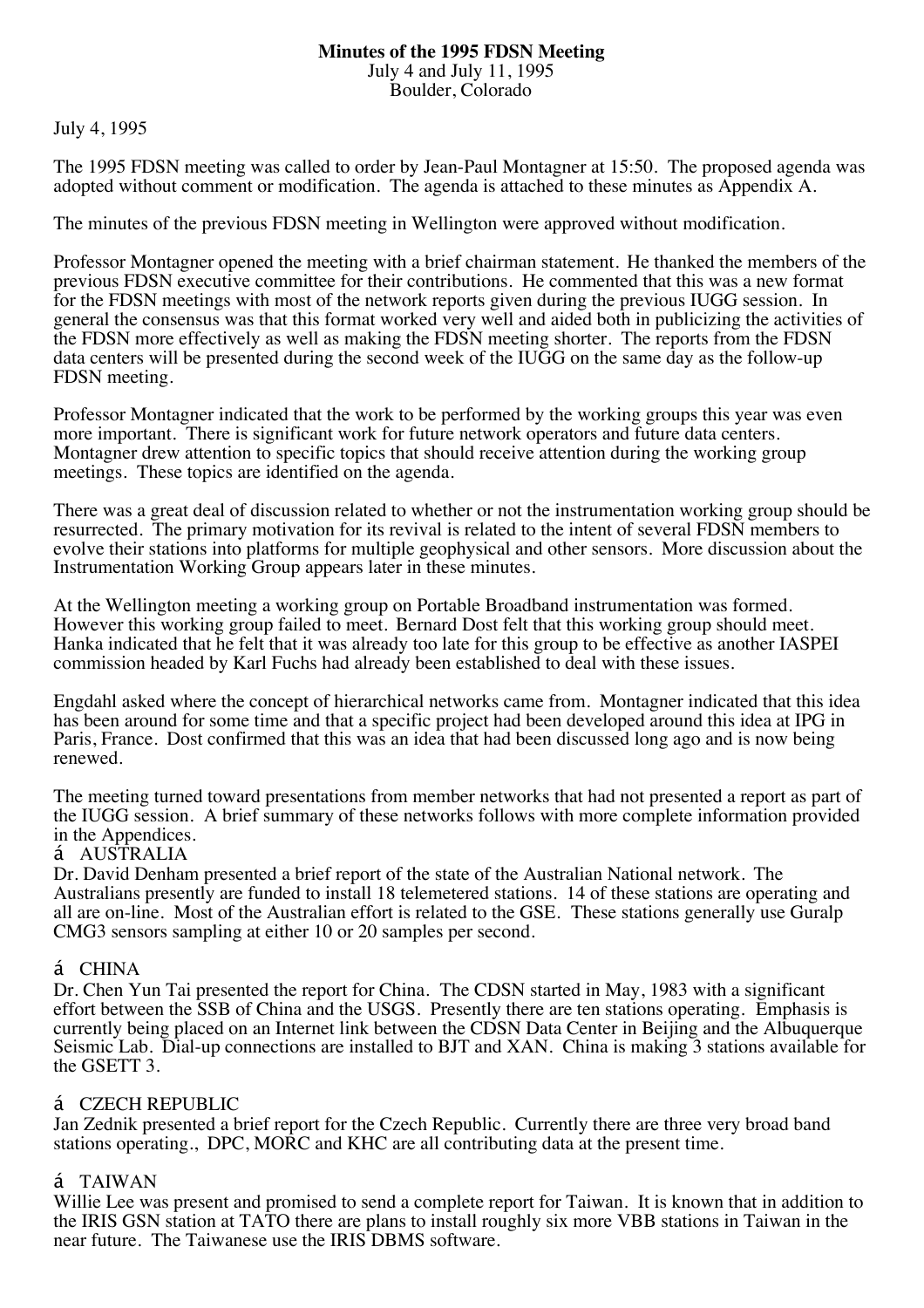**Minutes of the 1995 FDSN Meeting**
July 4 and July 11, 1995
Boulder, Colorado

July 4, 1995

The 1995 FDSN meeting was called to order by Jean-Paul Montagner at 15:50. The proposed agenda was adopted without comment or modification. The agenda is attached to these minutes as Appendix A.

The minutes of the previous FDSN meeting in Wellington were approved without modification.

Professor Montagner opened the meeting with a brief chairman statement. He thanked the members of the previous FDSN executive committee for their contributions. He commented that this was a new format for the FDSN meetings with most of the network reports given during the previous IUGG session. In general the consensus was that this format worked very well and aided both in publicizing the activities of the FDSN more effectively as well as making the FDSN meeting shorter. The reports from the FDSN data centers will be presented during the second week of the IUGG on the same day as the follow-up FDSN meeting.

Professor Montagner indicated that the work to be performed by the working groups this year was even more important. There is significant work for future network operators and future data centers. Montagner drew attention to specific topics that should receive attention during the working group meetings. These topics are identified on the agenda.

There was a great deal of discussion related to whether or not the instrumentation working group should be resurrected. The primary motivation for its revival is related to the intent of several FDSN members to evolve their stations into platforms for multiple geophysical and other sensors. More discussion about the Instrumentation Working Group appears later in these minutes.

At the Wellington meeting a working group on Portable Broadband instrumentation was formed. However this working group failed to meet. Bernard Dost felt that this working group should meet. Hanka indicated that he felt that it was already too late for this group to be effective as another IASPEI commission headed by Karl Fuchs had already been established to deal with these issues.

Engdahl asked where the concept of hierarchical networks came from. Montagner indicated that this idea has been around for some time and that a specific project had been developed around this idea at IPG in Paris, France. Dost confirmed that this was an idea that had been discussed long ago and is now being renewed.

The meeting turned toward presentations from member networks that had not presented a report as part of the IUGG session. A brief summary of these networks follows with more complete information provided in the Appendices.

- AUSTRALIA

Dr. David Denham presented a brief report of the state of the Australian National network. The Australians presently are funded to install 18 telemetered stations. 14 of these stations are operating and all are on-line. Most of the Australian effort is related to the GSE. These stations generally use Guralp CMG3 sensors sampling at either 10 or 20 samples per second.

- CHINA

Dr. Chen Yun Tai presented the report for China. The CDSN started in May, 1983 with a significant effort between the SSB of China and the USGS. Presently there are ten stations operating. Emphasis is currently being placed on an Internet link between the CDSN Data Center in Beijing and the Albuquerque Seismic Lab. Dial-up connections are installed to BJT and XAN. China is making 3 stations available for the GSETT 3.

- CZECH REPUBLIC

Jan Zednik presented a brief report for the Czech Republic. Currently there are three very broad band stations operating., DPC, MORC and KHC are all contributing data at the present time.

- TAIWAN

Willie Lee was present and promised to send a complete report for Taiwan. It is known that in addition to the IRIS GSN station at TATO there are plans to install roughly six more VBB stations in Taiwan in the near future. The Taiwanese use the IRIS DBMS software.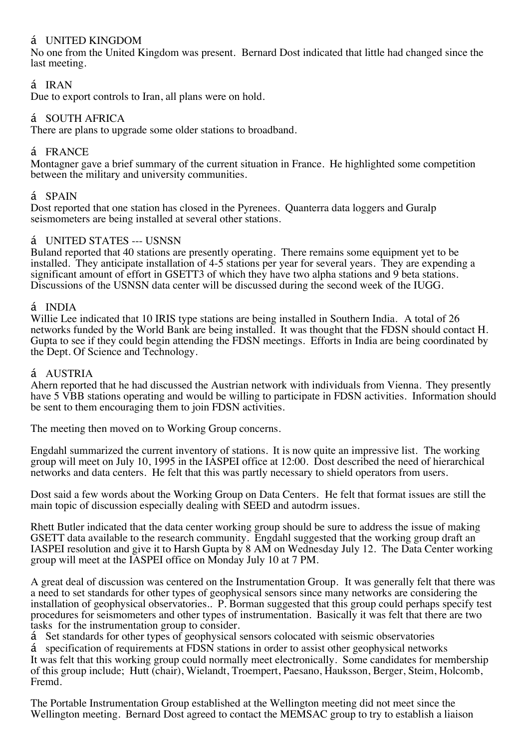- UNITED KINGDOM

No one from the United Kingdom was present. Bernard Dost indicated that little had changed since the last meeting.

- IRAN

Due to export controls to Iran, all plans were on hold.

- SOUTH AFRICA

There are plans to upgrade some older stations to broadband.

- FRANCE

Montagner gave a brief summary of the current situation in France. He highlighted some competition between the military and university communities.

- SPAIN

Dost reported that one station has closed in the Pyrenees. Quanterra data loggers and Guralp seismometers are being installed at several other stations.

- UNITED STATES --- USNSN

Buland reported that 40 stations are presently operating. There remains some equipment yet to be installed. They anticipate installation of 4-5 stations per year for several years. They are expending a significant amount of effort in GSETT3 of which they have two alpha stations and 9 beta stations. Discussions of the USNSN data center will be discussed during the second week of the IUGG.

- INDIA

Willie Lee indicated that 10 IRIS type stations are being installed in Southern India. A total of 26 networks funded by the World Bank are being installed. It was thought that the FDSN should contact H. Gupta to see if they could begin attending the FDSN meetings. Efforts in India are being coordinated by the Dept. Of Science and Technology.

- AUSTRIA

Ahern reported that he had discussed the Austrian network with individuals from Vienna. They presently have 5 VBB stations operating and would be willing to participate in FDSN activities. Information should be sent to them encouraging them to join FDSN activities.

The meeting then moved on to Working Group concerns.

Engdahl summarized the current inventory of stations. It is now quite an impressive list. The working group will meet on July 10, 1995 in the IASPEI office at 12:00. Dost described the need of hierarchical networks and data centers. He felt that this was partly necessary to shield operators from users.

Dost said a few words about the Working Group on Data Centers. He felt that format issues are still the main topic of discussion especially dealing with SEED and autodrm issues.

Rhett Butler indicated that the data center working group should be sure to address the issue of making GSETT data available to the research community. Engdahl suggested that the working group draft an IASPEI resolution and give it to Harsh Gupta by 8 AM on Wednesday July 12. The Data Center working group will meet at the IASPEI office on Monday July 10 at 7 PM.

A great deal of discussion was centered on the Instrumentation Group. It was generally felt that there was a need to set standards for other types of geophysical sensors since many networks are considering the installation of geophysical observatories.. P. Borman suggested that this group could perhaps specify test procedures for seismometers and other types of instrumentation. Basically it was felt that there are two tasks for the instrumentation group to consider.

- Set standards for other types of geophysical sensors colocated with seismic observatories
- specification of requirements at FDSN stations in order to assist other geophysical networks

It was felt that this working group could normally meet electronically. Some candidates for membership of this group include; Hutt (chair), Wielandt, Troempert, Paesano, Hauksson, Berger, Steim, Holcomb, Fremd.

The Portable Instrumentation Group established at the Wellington meeting did not meet since the Wellington meeting. Bernard Dost agreed to contact the MEMSAC group to try to establish a liaison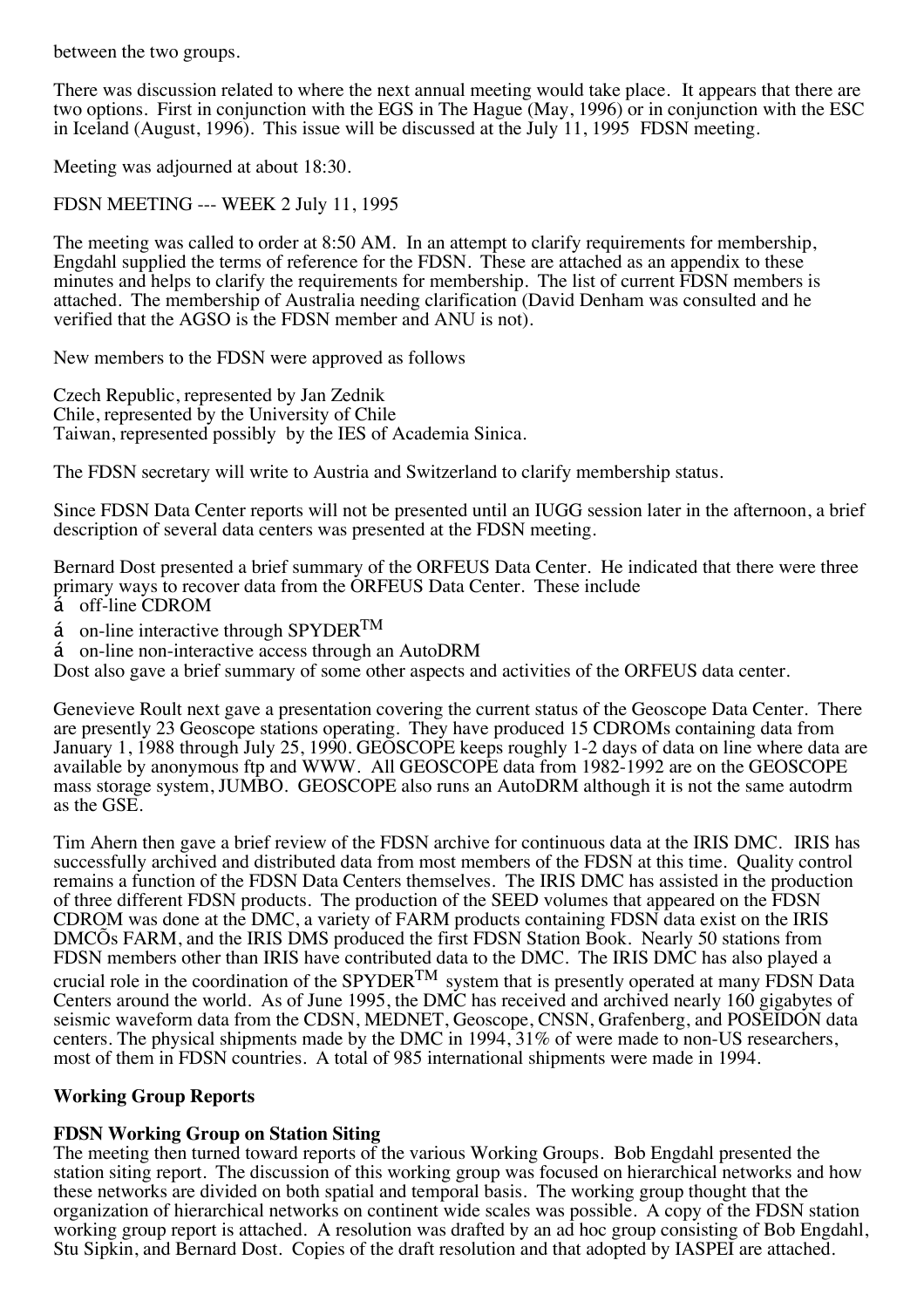between the two groups.

There was discussion related to where the next annual meeting would take place. It appears that there are two options. First in conjunction with the EGS in The Hague (May, 1996) or in conjunction with the ESC in Iceland (August, 1996). This issue will be discussed at the July 11, 1995 FDSN meeting.

Meeting was adjourned at about 18:30.

FDSN MEETING --- WEEK 2 July 11, 1995

The meeting was called to order at 8:50 AM. In an attempt to clarify requirements for membership, Engdahl supplied the terms of reference for the FDSN. These are attached as an appendix to these minutes and helps to clarify the requirements for membership. The list of current FDSN members is attached. The membership of Australia needing clarification (David Denham was consulted and he verified that the AGSO is the FDSN member and ANU is not).

New members to the FDSN were approved as follows

Czech Republic, represented by Jan Zednik
Chile, represented by the University of Chile
Taiwan, represented possibly by the IES of Academia Sinica.

The FDSN secretary will write to Austria and Switzerland to clarify membership status.

Since FDSN Data Center reports will not be presented until an IUGG session later in the afternoon, a brief description of several data centers was presented at the FDSN meeting.

Bernard Dost presented a brief summary of the ORFEUS Data Center. He indicated that there were three primary ways to recover data from the ORFEUS Data Center. These include

- off-line CDROM
- on-line interactive through SPYDER™
- on-line non-interactive access through an AutoDRM

Dost also gave a brief summary of some other aspects and activities of the ORFEUS data center.

Genevieve Roult next gave a presentation covering the current status of the Geoscope Data Center. There are presently 23 Geoscope stations operating. They have produced 15 CDROMs containing data from January 1, 1988 through July 25, 1990. GEOSCOPE keeps roughly 1-2 days of data on line where data are available by anonymous ftp and WWW. All GEOSCOPE data from 1982-1992 are on the GEOSCOPE mass storage system, JUMBO. GEOSCOPE also runs an AutoDRM although it is not the same autodrm as the GSE.

Tim Ahern then gave a brief review of the FDSN archive for continuous data at the IRIS DMC. IRIS has successfully archived and distributed data from most members of the FDSN at this time. Quality control remains a function of the FDSN Data Centers themselves. The IRIS DMC has assisted in the production of three different FDSN products. The production of the SEED volumes that appeared on the FDSN CDROM was done at the DMC, a variety of FARM products containing FDSN data exist on the IRIS DMCÕs FARM, and the IRIS DMS produced the first FDSN Station Book. Nearly 50 stations from FDSN members other than IRIS have contributed data to the DMC. The IRIS DMC has also played a crucial role in the coordination of the SPYDER™ system that is presently operated at many FDSN Data Centers around the world. As of June 1995, the DMC has received and archived nearly 160 gigabytes of seismic waveform data from the CDSN, MEDNET, Geoscope, CNSN, Grafenberg, and POSEIDON data centers. The physical shipments made by the DMC in 1994, 31% of were made to non-US researchers, most of them in FDSN countries. A total of 985 international shipments were made in 1994.

**Working Group Reports**

**FDSN Working Group on Station Siting**

The meeting then turned toward reports of the various Working Groups. Bob Engdahl presented the station siting report. The discussion of this working group was focused on hierarchical networks and how these networks are divided on both spatial and temporal basis. The working group thought that the organization of hierarchical networks on continent wide scales was possible. A copy of the FDSN station working group report is attached. A resolution was drafted by an ad hoc group consisting of Bob Engdahl, Stu Sipkin, and Bernard Dost. Copies of the draft resolution and that adopted by IASPEI are attached.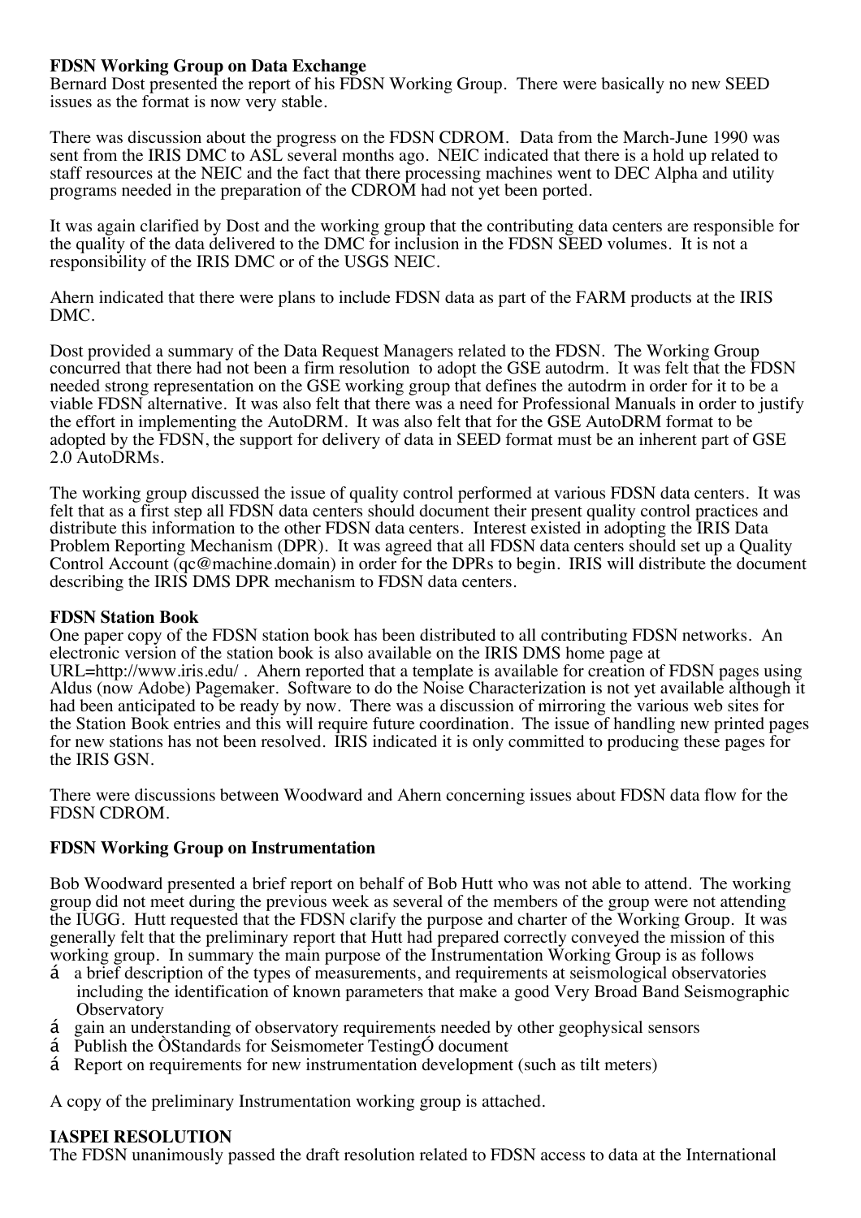**FDSN Working Group on Data Exchange**
Bernard Dost presented the report of his FDSN Working Group. There were basically no new SEED issues as the format is now very stable.

There was discussion about the progress on the FDSN CDROM. Data from the March-June 1990 was sent from the IRIS DMC to ASL several months ago. NEIC indicated that there is a hold up related to staff resources at the NEIC and the fact that there processing machines went to DEC Alpha and utility programs needed in the preparation of the CDROM had not yet been ported.

It was again clarified by Dost and the working group that the contributing data centers are responsible for the quality of the data delivered to the DMC for inclusion in the FDSN SEED volumes. It is not a responsibility of the IRIS DMC or of the USGS NEIC.

Ahern indicated that there were plans to include FDSN data as part of the FARM products at the IRIS DMC.

Dost provided a summary of the Data Request Managers related to the FDSN. The Working Group concurred that there had not been a firm resolution to adopt the GSE autodrm. It was felt that the FDSN needed strong representation on the GSE working group that defines the autodrm in order for it to be a viable FDSN alternative. It was also felt that there was a need for Professional Manuals in order to justify the effort in implementing the AutoDRM. It was also felt that for the GSE AutoDRM format to be adopted by the FDSN, the support for delivery of data in SEED format must be an inherent part of GSE 2.0 AutoDRMs.

The working group discussed the issue of quality control performed at various FDSN data centers. It was felt that as a first step all FDSN data centers should document their present quality control practices and distribute this information to the other FDSN data centers. Interest existed in adopting the IRIS Data Problem Reporting Mechanism (DPR). It was agreed that all FDSN data centers should set up a Quality Control Account (qc@machine.domain) in order for the DPRs to begin. IRIS will distribute the document describing the IRIS DMS DPR mechanism to FDSN data centers.

**FDSN Station Book**
One paper copy of the FDSN station book has been distributed to all contributing FDSN networks. An electronic version of the station book is also available on the IRIS DMS home page at URL=http://www.iris.edu/ . Ahern reported that a template is available for creation of FDSN pages using Aldus (now Adobe) Pagemaker. Software to do the Noise Characterization is not yet available although it had been anticipated to be ready by now. There was a discussion of mirroring the various web sites for the Station Book entries and this will require future coordination. The issue of handling new printed pages for new stations has not been resolved. IRIS indicated it is only committed to producing these pages for the IRIS GSN.

There were discussions between Woodward and Ahern concerning issues about FDSN data flow for the FDSN CDROM.

**FDSN Working Group on Instrumentation**

Bob Woodward presented a brief report on behalf of Bob Hutt who was not able to attend. The working group did not meet during the previous week as several of the members of the group were not attending the IUGG. Hutt requested that the FDSN clarify the purpose and charter of the Working Group. It was generally felt that the preliminary report that Hutt had prepared correctly conveyed the mission of this working group. In summary the main purpose of the Instrumentation Working Group is as follows

- a brief description of the types of measurements, and requirements at seismological observatories including the identification of known parameters that make a good Very Broad Band Seismographic Observatory
- gain an understanding of observatory requirements needed by other geophysical sensors
- Publish the "Standards for Seismometer Testing" document
- Report on requirements for new instrumentation development (such as tilt meters)

A copy of the preliminary Instrumentation working group is attached.

**IASPEI RESOLUTION**
The FDSN unanimously passed the draft resolution related to FDSN access to data at the International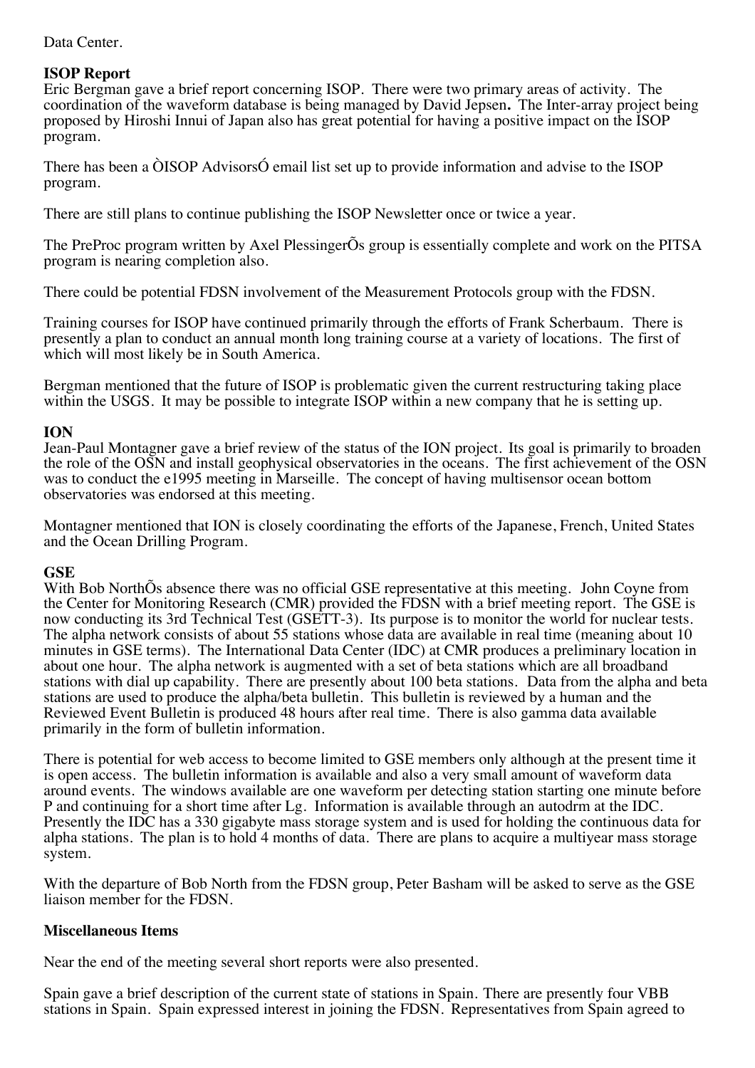Data Center.

**ISOP Report**
Eric Bergman gave a brief report concerning ISOP. There were two primary areas of activity. The coordination of the waveform database is being managed by David Jepsen**.** The Inter-array project being proposed by Hiroshi Innui of Japan also has great potential for having a positive impact on the ISOP program.

There has been a ÒISOP AdvisorsÓ email list set up to provide information and advise to the ISOP program.

There are still plans to continue publishing the ISOP Newsletter once or twice a year.

The PreProc program written by Axel PlessingerÕs group is essentially complete and work on the PITSA program is nearing completion also.

There could be potential FDSN involvement of the Measurement Protocols group with the FDSN.

Training courses for ISOP have continued primarily through the efforts of Frank Scherbaum. There is presently a plan to conduct an annual month long training course at a variety of locations. The first of which will most likely be in South America.

Bergman mentioned that the future of ISOP is problematic given the current restructuring taking place within the USGS. It may be possible to integrate ISOP within a new company that he is setting up.

**ION**
Jean-Paul Montagner gave a brief review of the status of the ION project. Its goal is primarily to broaden the role of the OSN and install geophysical observatories in the oceans. The first achievement of the OSN was to conduct the e1995 meeting in Marseille. The concept of having multisensor ocean bottom observatories was endorsed at this meeting.

Montagner mentioned that ION is closely coordinating the efforts of the Japanese, French, United States and the Ocean Drilling Program.

**GSE**
With Bob NorthÕs absence there was no official GSE representative at this meeting. John Coyne from the Center for Monitoring Research (CMR) provided the FDSN with a brief meeting report. The GSE is now conducting its 3rd Technical Test (GSETT-3). Its purpose is to monitor the world for nuclear tests. The alpha network consists of about 55 stations whose data are available in real time (meaning about 10 minutes in GSE terms). The International Data Center (IDC) at CMR produces a preliminary location in about one hour. The alpha network is augmented with a set of beta stations which are all broadband stations with dial up capability. There are presently about 100 beta stations. Data from the alpha and beta stations are used to produce the alpha/beta bulletin. This bulletin is reviewed by a human and the Reviewed Event Bulletin is produced 48 hours after real time. There is also gamma data available primarily in the form of bulletin information.

There is potential for web access to become limited to GSE members only although at the present time it is open access. The bulletin information is available and also a very small amount of waveform data around events. The windows available are one waveform per detecting station starting one minute before P and continuing for a short time after Lg. Information is available through an autodrm at the IDC. Presently the IDC has a 330 gigabyte mass storage system and is used for holding the continuous data for alpha stations. The plan is to hold 4 months of data. There are plans to acquire a multiyear mass storage system.

With the departure of Bob North from the FDSN group, Peter Basham will be asked to serve as the GSE liaison member for the FDSN.

**Miscellaneous Items**

Near the end of the meeting several short reports were also presented.

Spain gave a brief description of the current state of stations in Spain. There are presently four VBB stations in Spain. Spain expressed interest in joining the FDSN. Representatives from Spain agreed to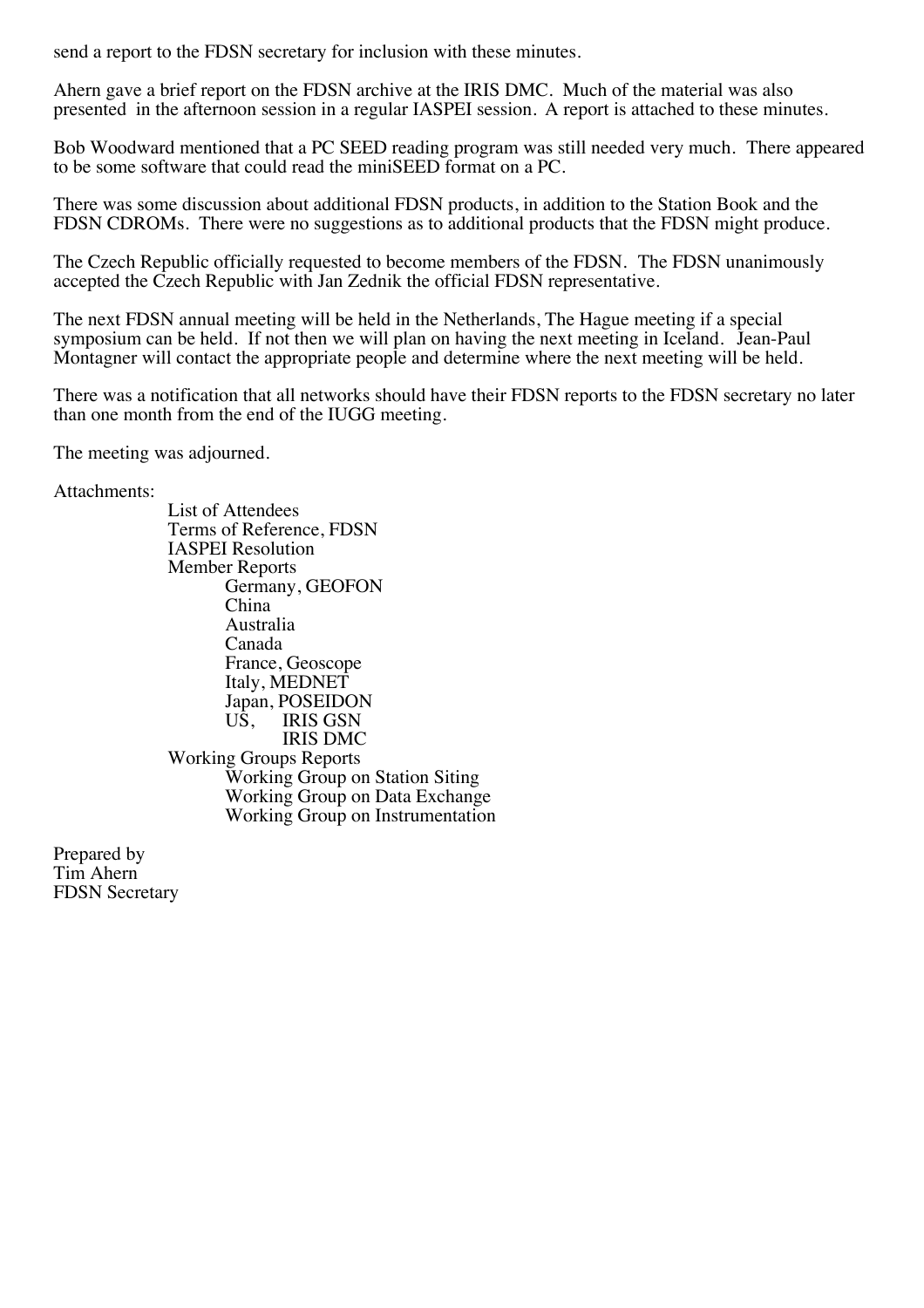send a report to the FDSN secretary for inclusion with these minutes.

Ahern gave a brief report on the FDSN archive at the IRIS DMC. Much of the material was also presented in the afternoon session in a regular IASPEI session. A report is attached to these minutes.

Bob Woodward mentioned that a PC SEED reading program was still needed very much. There appeared to be some software that could read the miniSEED format on a PC.

There was some discussion about additional FDSN products, in addition to the Station Book and the FDSN CDROMs. There were no suggestions as to additional products that the FDSN might produce.

The Czech Republic officially requested to become members of the FDSN. The FDSN unanimously accepted the Czech Republic with Jan Zednik the official FDSN representative.

The next FDSN annual meeting will be held in the Netherlands, The Hague meeting if a special symposium can be held. If not then we will plan on having the next meeting in Iceland. Jean-Paul Montagner will contact the appropriate people and determine where the next meeting will be held.

There was a notification that all networks should have their FDSN reports to the FDSN secretary no later than one month from the end of the IUGG meeting.

The meeting was adjourned.

Attachments:

- List of Attendees
- Terms of Reference, FDSN
- IASPEI Resolution
- Member Reports
  - Germany, GEOFON
  - China
  - Australia
  - Canada
  - France, Geoscope
  - Italy, MEDNET
  - Japan, POSEIDON
  - US, IRIS GSN
    - IRIS DMC
- Working Groups Reports
  - Working Group on Station Siting
  - Working Group on Data Exchange
  - Working Group on Instrumentation

Prepared by
Tim Ahern
FDSN Secretary